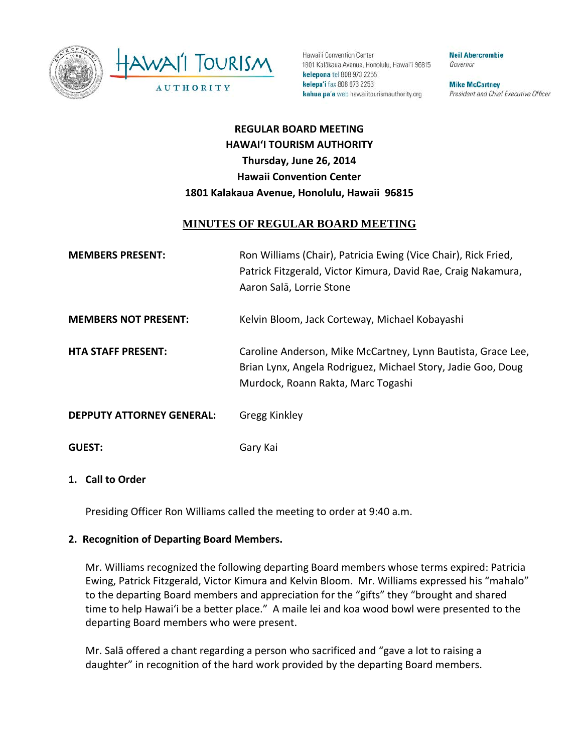Hawai'i Convention Center
1801 Kalākaua Avenue, Honolulu, Hawai'i 96815
**kelepona** tel 808 973 2255
**kelepa'i** fax 808 973 2253
**kahua pa'a** web hawaiitourismauthority.org

**Neil Abercrombie**
*Governor*

**Mike McCartney**
*President and Chief Executive Officer*

**REGULAR BOARD MEETING**
**HAWAIʻI TOURISM AUTHORITY**
**Thursday, June 26, 2014**
**Hawaii Convention Center**
**1801 Kalakaua Avenue, Honolulu, Hawaii 96815**

# MINUTES OF REGULAR BOARD MEETING

| | |
|---|---|
| **MEMBERS PRESENT:** | Ron Williams (Chair), Patricia Ewing (Vice Chair), Rick Fried, Patrick Fitzgerald, Victor Kimura, David Rae, Craig Nakamura, Aaron Salā, Lorrie Stone |
| **MEMBERS NOT PRESENT:** | Kelvin Bloom, Jack Corteway, Michael Kobayashi |
| **HTA STAFF PRESENT:** | Caroline Anderson, Mike McCartney, Lynn Bautista, Grace Lee, Brian Lynx, Angela Rodriguez, Michael Story, Jadie Goo, Doug Murdock, Roann Rakta, Marc Togashi |
| **DEPPUTY ATTORNEY GENERAL:** | Gregg Kinkley |
| **GUEST:** | Gary Kai |

**1. Call to Order**

Presiding Officer Ron Williams called the meeting to order at 9:40 a.m.

**2. Recognition of Departing Board Members.**

Mr. Williams recognized the following departing Board members whose terms expired: Patricia Ewing, Patrick Fitzgerald, Victor Kimura and Kelvin Bloom. Mr. Williams expressed his "mahalo" to the departing Board members and appreciation for the "gifts" they "brought and shared time to help Hawaiʻi be a better place." A maile lei and koa wood bowl were presented to the departing Board members who were present.

Mr. Salā offered a chant regarding a person who sacrificed and "gave a lot to raising a daughter" in recognition of the hard work provided by the departing Board members.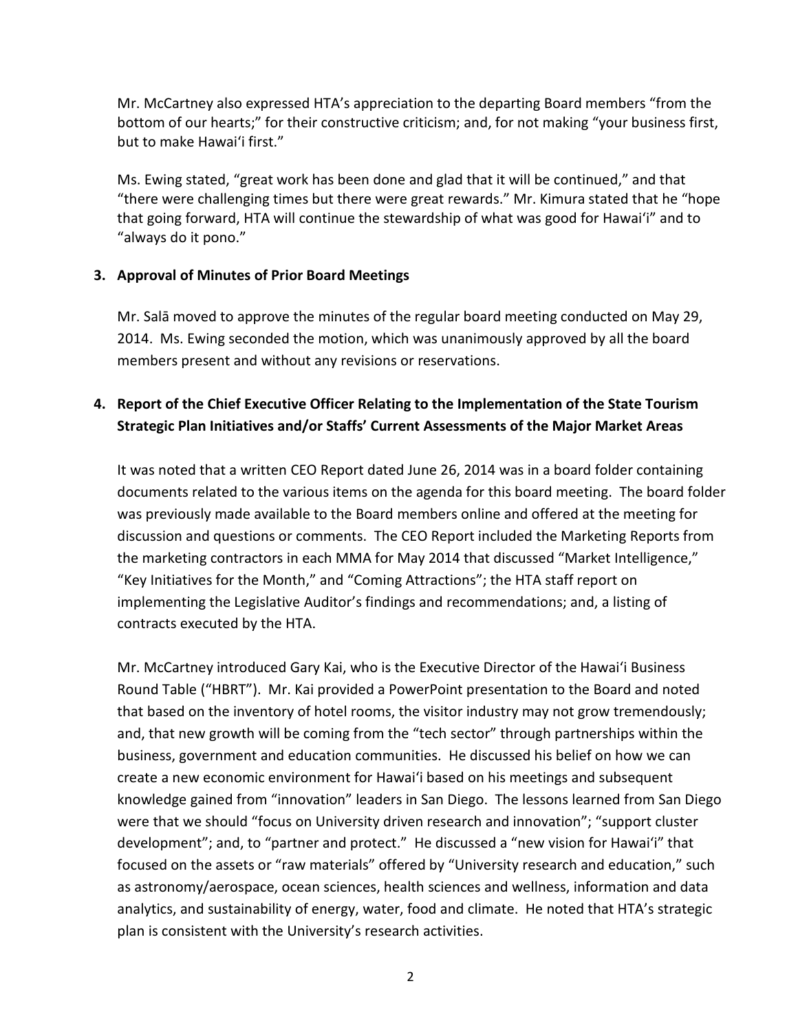Mr. McCartney also expressed HTA's appreciation to the departing Board members "from the bottom of our hearts;" for their constructive criticism; and, for not making "your business first, but to make Hawai'i first."

Ms. Ewing stated, "great work has been done and glad that it will be continued," and that "there were challenging times but there were great rewards." Mr. Kimura stated that he "hope that going forward, HTA will continue the stewardship of what was good for Hawai'i" and to "always do it pono."

**3. Approval of Minutes of Prior Board Meetings**

Mr. Salā moved to approve the minutes of the regular board meeting conducted on May 29, 2014. Ms. Ewing seconded the motion, which was unanimously approved by all the board members present and without any revisions or reservations.

**4. Report of the Chief Executive Officer Relating to the Implementation of the State Tourism Strategic Plan Initiatives and/or Staffs' Current Assessments of the Major Market Areas**

It was noted that a written CEO Report dated June 26, 2014 was in a board folder containing documents related to the various items on the agenda for this board meeting. The board folder was previously made available to the Board members online and offered at the meeting for discussion and questions or comments. The CEO Report included the Marketing Reports from the marketing contractors in each MMA for May 2014 that discussed "Market Intelligence," "Key Initiatives for the Month," and "Coming Attractions"; the HTA staff report on implementing the Legislative Auditor's findings and recommendations; and, a listing of contracts executed by the HTA.

Mr. McCartney introduced Gary Kai, who is the Executive Director of the Hawai'i Business Round Table ("HBRT"). Mr. Kai provided a PowerPoint presentation to the Board and noted that based on the inventory of hotel rooms, the visitor industry may not grow tremendously; and, that new growth will be coming from the "tech sector" through partnerships within the business, government and education communities. He discussed his belief on how we can create a new economic environment for Hawai'i based on his meetings and subsequent knowledge gained from "innovation" leaders in San Diego. The lessons learned from San Diego were that we should "focus on University driven research and innovation"; "support cluster development"; and, to "partner and protect." He discussed a "new vision for Hawai'i" that focused on the assets or "raw materials" offered by "University research and education," such as astronomy/aerospace, ocean sciences, health sciences and wellness, information and data analytics, and sustainability of energy, water, food and climate. He noted that HTA's strategic plan is consistent with the University's research activities.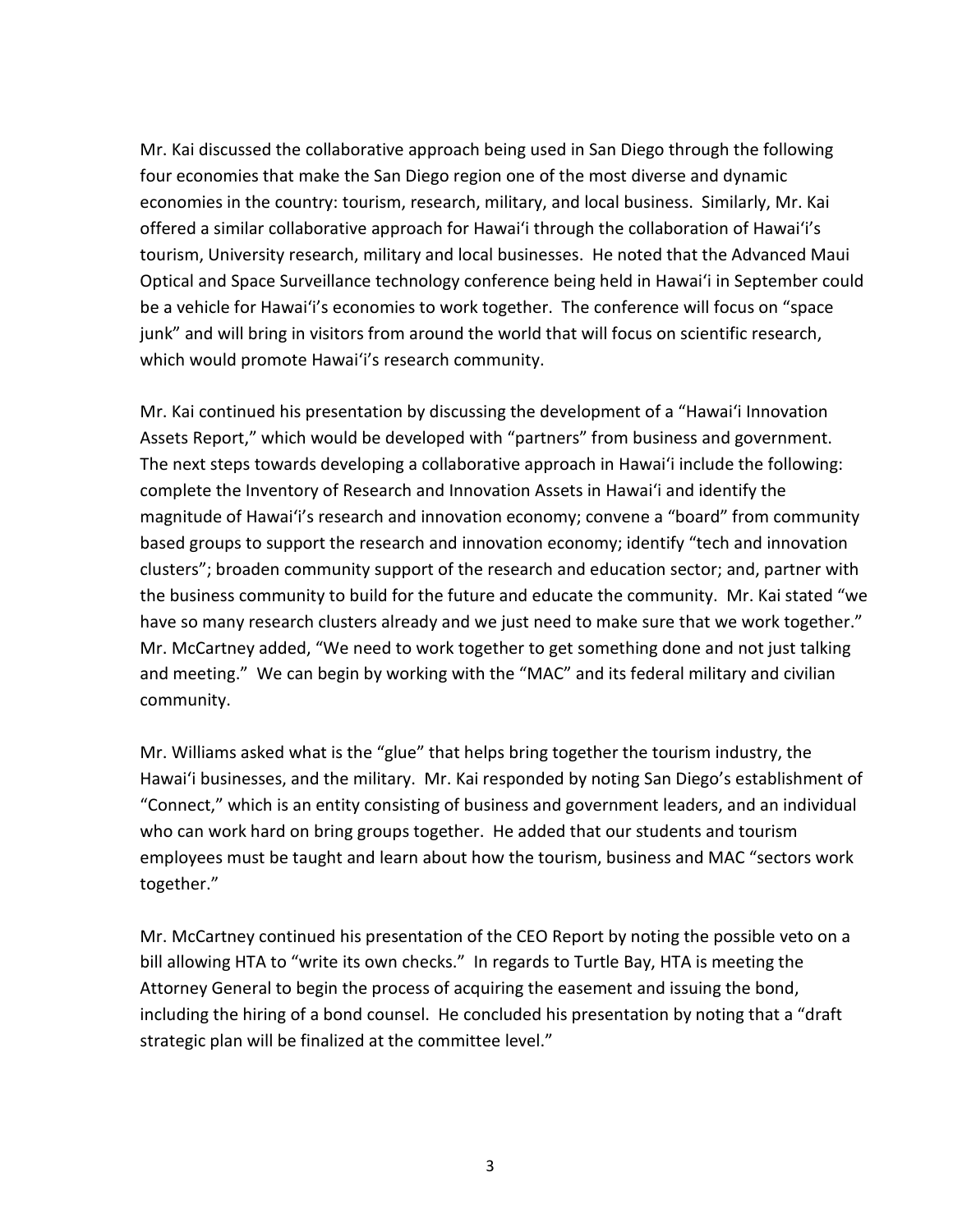Mr. Kai discussed the collaborative approach being used in San Diego through the following four economies that make the San Diego region one of the most diverse and dynamic economies in the country: tourism, research, military, and local business. Similarly, Mr. Kai offered a similar collaborative approach for Hawaiʻi through the collaboration of Hawaiʻi's tourism, University research, military and local businesses. He noted that the Advanced Maui Optical and Space Surveillance technology conference being held in Hawaiʻi in September could be a vehicle for Hawaiʻi's economies to work together. The conference will focus on "space junk" and will bring in visitors from around the world that will focus on scientific research, which would promote Hawaiʻi's research community.

Mr. Kai continued his presentation by discussing the development of a "Hawaiʻi Innovation Assets Report," which would be developed with "partners" from business and government. The next steps towards developing a collaborative approach in Hawaiʻi include the following: complete the Inventory of Research and Innovation Assets in Hawaiʻi and identify the magnitude of Hawaiʻi's research and innovation economy; convene a "board" from community based groups to support the research and innovation economy; identify "tech and innovation clusters"; broaden community support of the research and education sector; and, partner with the business community to build for the future and educate the community. Mr. Kai stated "we have so many research clusters already and we just need to make sure that we work together." Mr. McCartney added, "We need to work together to get something done and not just talking and meeting." We can begin by working with the "MAC" and its federal military and civilian community.

Mr. Williams asked what is the "glue" that helps bring together the tourism industry, the Hawaiʻi businesses, and the military. Mr. Kai responded by noting San Diego's establishment of "Connect," which is an entity consisting of business and government leaders, and an individual who can work hard on bring groups together. He added that our students and tourism employees must be taught and learn about how the tourism, business and MAC "sectors work together."

Mr. McCartney continued his presentation of the CEO Report by noting the possible veto on a bill allowing HTA to "write its own checks." In regards to Turtle Bay, HTA is meeting the Attorney General to begin the process of acquiring the easement and issuing the bond, including the hiring of a bond counsel. He concluded his presentation by noting that a "draft strategic plan will be finalized at the committee level."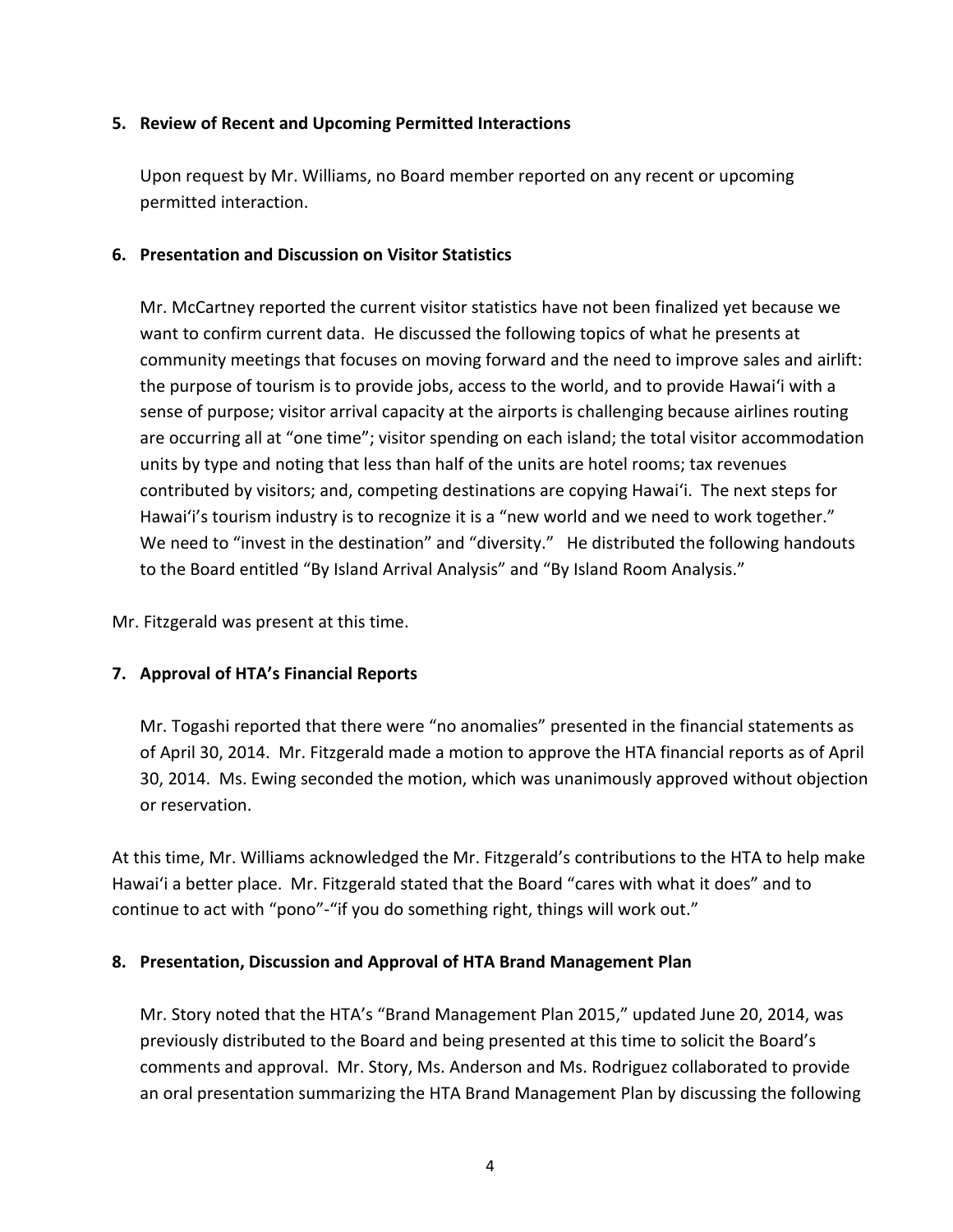**5. Review of Recent and Upcoming Permitted Interactions**

Upon request by Mr. Williams, no Board member reported on any recent or upcoming permitted interaction.

**6. Presentation and Discussion on Visitor Statistics**

Mr. McCartney reported the current visitor statistics have not been finalized yet because we want to confirm current data. He discussed the following topics of what he presents at community meetings that focuses on moving forward and the need to improve sales and airlift: the purpose of tourism is to provide jobs, access to the world, and to provide Hawaiʻi with a sense of purpose; visitor arrival capacity at the airports is challenging because airlines routing are occurring all at "one time"; visitor spending on each island; the total visitor accommodation units by type and noting that less than half of the units are hotel rooms; tax revenues contributed by visitors; and, competing destinations are copying Hawaiʻi. The next steps for Hawaiʻi's tourism industry is to recognize it is a "new world and we need to work together." We need to "invest in the destination" and "diversity." He distributed the following handouts to the Board entitled "By Island Arrival Analysis" and "By Island Room Analysis."

Mr. Fitzgerald was present at this time.

**7. Approval of HTA's Financial Reports**

Mr. Togashi reported that there were "no anomalies" presented in the financial statements as of April 30, 2014. Mr. Fitzgerald made a motion to approve the HTA financial reports as of April 30, 2014. Ms. Ewing seconded the motion, which was unanimously approved without objection or reservation.

At this time, Mr. Williams acknowledged the Mr. Fitzgerald's contributions to the HTA to help make Hawaiʻi a better place. Mr. Fitzgerald stated that the Board "cares with what it does" and to continue to act with "pono"-"if you do something right, things will work out."

**8. Presentation, Discussion and Approval of HTA Brand Management Plan**

Mr. Story noted that the HTA's "Brand Management Plan 2015," updated June 20, 2014, was previously distributed to the Board and being presented at this time to solicit the Board's comments and approval. Mr. Story, Ms. Anderson and Ms. Rodriguez collaborated to provide an oral presentation summarizing the HTA Brand Management Plan by discussing the following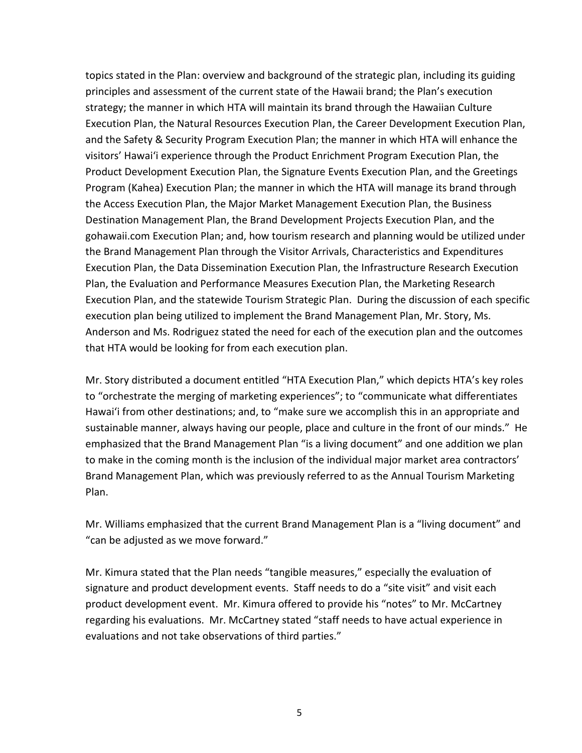topics stated in the Plan: overview and background of the strategic plan, including its guiding principles and assessment of the current state of the Hawaii brand; the Plan's execution strategy; the manner in which HTA will maintain its brand through the Hawaiian Culture Execution Plan, the Natural Resources Execution Plan, the Career Development Execution Plan, and the Safety & Security Program Execution Plan; the manner in which HTA will enhance the visitors' Hawaiʻi experience through the Product Enrichment Program Execution Plan, the Product Development Execution Plan, the Signature Events Execution Plan, and the Greetings Program (Kahea) Execution Plan; the manner in which the HTA will manage its brand through the Access Execution Plan, the Major Market Management Execution Plan, the Business Destination Management Plan, the Brand Development Projects Execution Plan, and the gohawaii.com Execution Plan; and, how tourism research and planning would be utilized under the Brand Management Plan through the Visitor Arrivals, Characteristics and Expenditures Execution Plan, the Data Dissemination Execution Plan, the Infrastructure Research Execution Plan, the Evaluation and Performance Measures Execution Plan, the Marketing Research Execution Plan, and the statewide Tourism Strategic Plan. During the discussion of each specific execution plan being utilized to implement the Brand Management Plan, Mr. Story, Ms. Anderson and Ms. Rodriguez stated the need for each of the execution plan and the outcomes that HTA would be looking for from each execution plan.

Mr. Story distributed a document entitled "HTA Execution Plan," which depicts HTA's key roles to "orchestrate the merging of marketing experiences"; to "communicate what differentiates Hawaiʻi from other destinations; and, to "make sure we accomplish this in an appropriate and sustainable manner, always having our people, place and culture in the front of our minds." He emphasized that the Brand Management Plan "is a living document" and one addition we plan to make in the coming month is the inclusion of the individual major market area contractors' Brand Management Plan, which was previously referred to as the Annual Tourism Marketing Plan.

Mr. Williams emphasized that the current Brand Management Plan is a "living document" and "can be adjusted as we move forward."

Mr. Kimura stated that the Plan needs "tangible measures," especially the evaluation of signature and product development events. Staff needs to do a "site visit" and visit each product development event. Mr. Kimura offered to provide his "notes" to Mr. McCartney regarding his evaluations. Mr. McCartney stated "staff needs to have actual experience in evaluations and not take observations of third parties."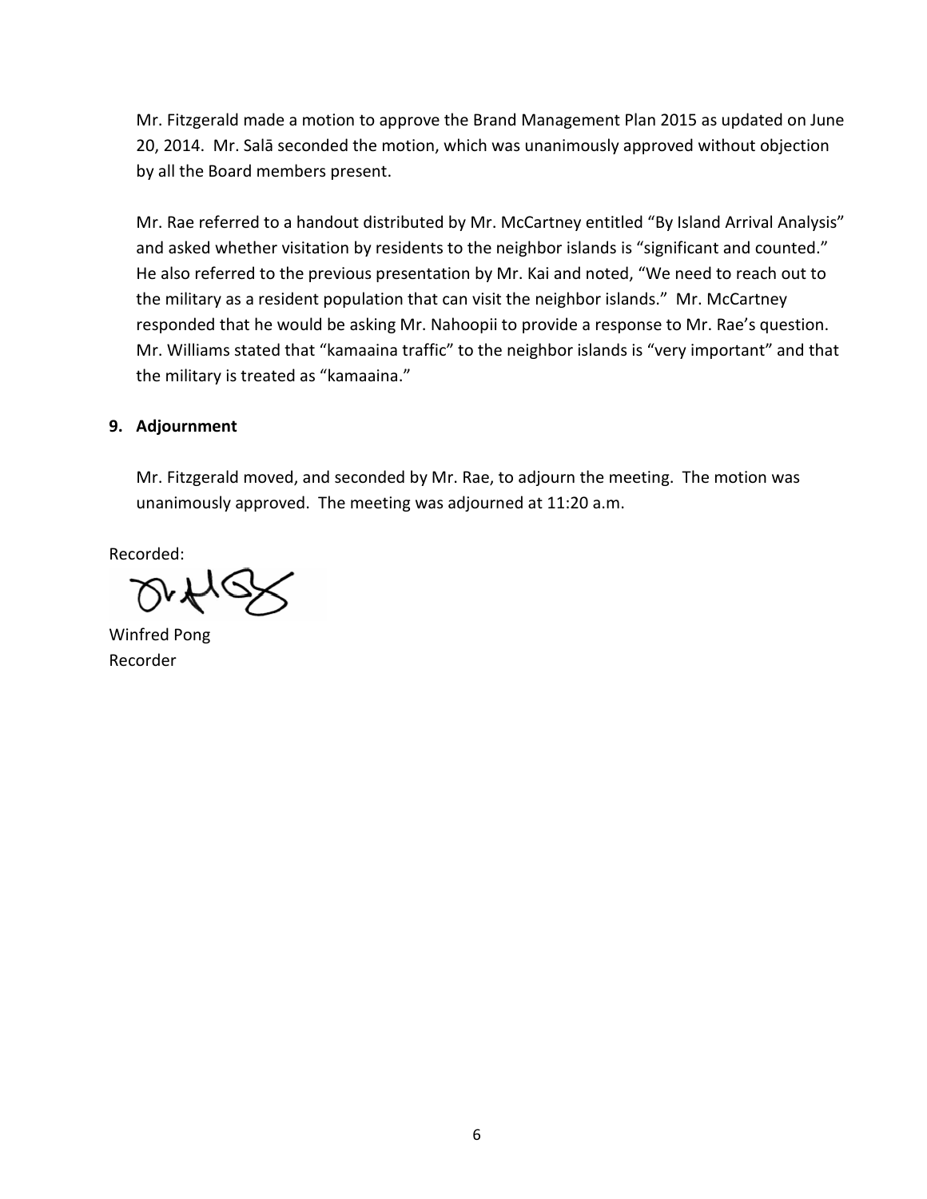Mr. Fitzgerald made a motion to approve the Brand Management Plan 2015 as updated on June 20, 2014. Mr. Salā seconded the motion, which was unanimously approved without objection by all the Board members present.

Mr. Rae referred to a handout distributed by Mr. McCartney entitled "By Island Arrival Analysis" and asked whether visitation by residents to the neighbor islands is "significant and counted." He also referred to the previous presentation by Mr. Kai and noted, "We need to reach out to the military as a resident population that can visit the neighbor islands." Mr. McCartney responded that he would be asking Mr. Nahoopii to provide a response to Mr. Rae's question. Mr. Williams stated that "kamaaina traffic" to the neighbor islands is "very important" and that the military is treated as "kamaaina."

**9. Adjournment**

Mr. Fitzgerald moved, and seconded by Mr. Rae, to adjourn the meeting. The motion was unanimously approved. The meeting was adjourned at 11:20 a.m.

Recorded:

Winfred Pong
Recorder